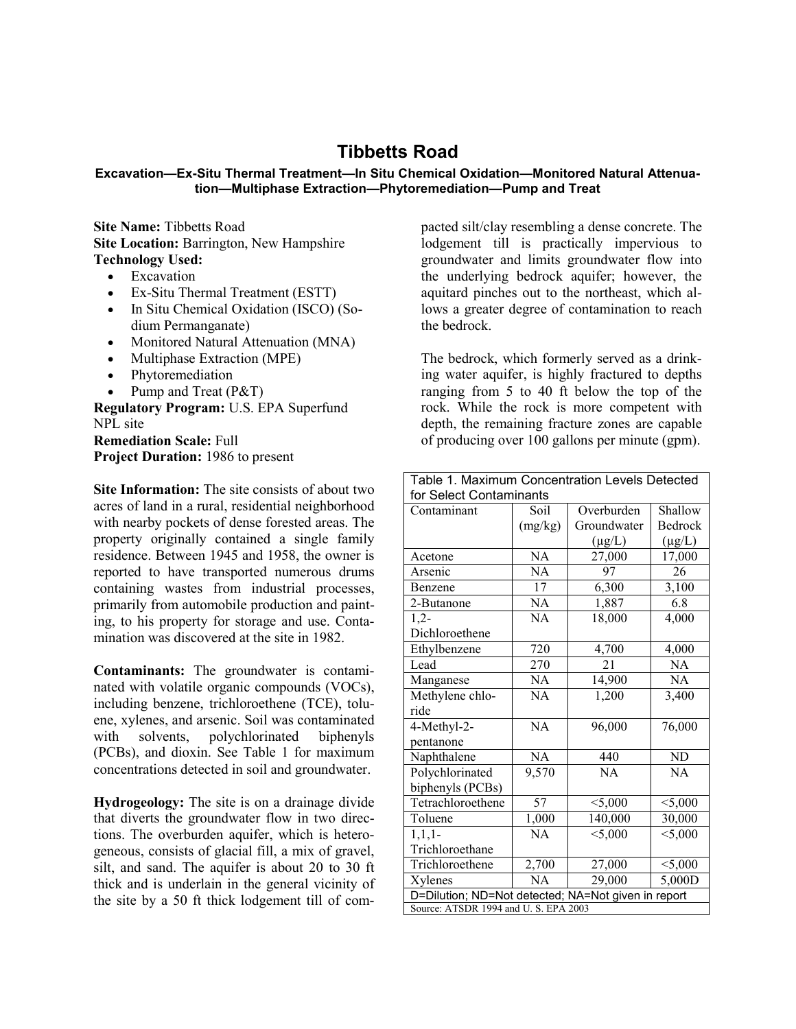# Tibbetts Road

**Excavation—Ex-Situ Thermal Treatment—In Situ Chemical Oxidation—Monitored Natural Attenuation—Multiphase Extraction—Phytoremediation—Pump and Treat**

**Site Name:** Tibbetts Road
**Site Location:** Barrington, New Hampshire
**Technology Used:**

- Excavation
- Ex-Situ Thermal Treatment (ESTT)
- In Situ Chemical Oxidation (ISCO) (Sodium Permanganate)
- Monitored Natural Attenuation (MNA)
- Multiphase Extraction (MPE)
- Phytoremediation
- Pump and Treat (P&T)

**Regulatory Program:** U.S. EPA Superfund NPL site
**Remediation Scale:** Full
**Project Duration:** 1986 to present

**Site Information:** The site consists of about two acres of land in a rural, residential neighborhood with nearby pockets of dense forested areas. The property originally contained a single family residence. Between 1945 and 1958, the owner is reported to have transported numerous drums containing wastes from industrial processes, primarily from automobile production and painting, to his property for storage and use. Contamination was discovered at the site in 1982.

**Contaminants:** The groundwater is contaminated with volatile organic compounds (VOCs), including benzene, trichloroethene (TCE), toluene, xylenes, and arsenic. Soil was contaminated with solvents, polychlorinated biphenyls (PCBs), and dioxin. See Table 1 for maximum concentrations detected in soil and groundwater.

**Hydrogeology:** The site is on a drainage divide that diverts the groundwater flow in two directions. The overburden aquifer, which is heterogeneous, consists of glacial fill, a mix of gravel, silt, and sand. The aquifer is about 20 to 30 ft thick and is underlain in the general vicinity of the site by a 50 ft thick lodgement till of compacted silt/clay resembling a dense concrete. The lodgement till is practically impervious to groundwater and limits groundwater flow into the underlying bedrock aquifer; however, the aquitard pinches out to the northeast, which allows a greater degree of contamination to reach the bedrock.

The bedrock, which formerly served as a drinking water aquifer, is highly fractured to depths ranging from 5 to 40 ft below the top of the rock. While the rock is more competent with depth, the remaining fracture zones are capable of producing over 100 gallons per minute (gpm).

Table 1. Maximum Concentration Levels Detected for Select Contaminants

| Contaminant | Soil (mg/kg) | Overburden Groundwater (μg/L) | Shallow Bedrock (μg/L) |
|---|---|---|---|
| Acetone | NA | 27,000 | 17,000 |
| Arsenic | NA | 97 | 26 |
| Benzene | 17 | 6,300 | 3,100 |
| 2-Butanone | NA | 1,887 | 6.8 |
| 1,2-Dichloroethene | NA | 18,000 | 4,000 |
| Ethylbenzene | 720 | 4,700 | 4,000 |
| Lead | 270 | 21 | NA |
| Manganese | NA | 14,900 | NA |
| Methylene chloride | NA | 1,200 | 3,400 |
| 4-Methyl-2-pentanone | NA | 96,000 | 76,000 |
| Naphthalene | NA | 440 | ND |
| Polychlorinated biphenyls (PCBs) | 9,570 | NA | NA |
| Tetrachloroethene | 57 | <5,000 | <5,000 |
| Toluene | 1,000 | 140,000 | 30,000 |
| 1,1,1-Trichloroethane | NA | <5,000 | <5,000 |
| Trichloroethene | 2,700 | 27,000 | <5,000 |
| Xylenes | NA | 29,000 | 5,000D |

D=Dilution; ND=Not detected; NA=Not given in report

Source: ATSDR 1994 and U. S. EPA 2003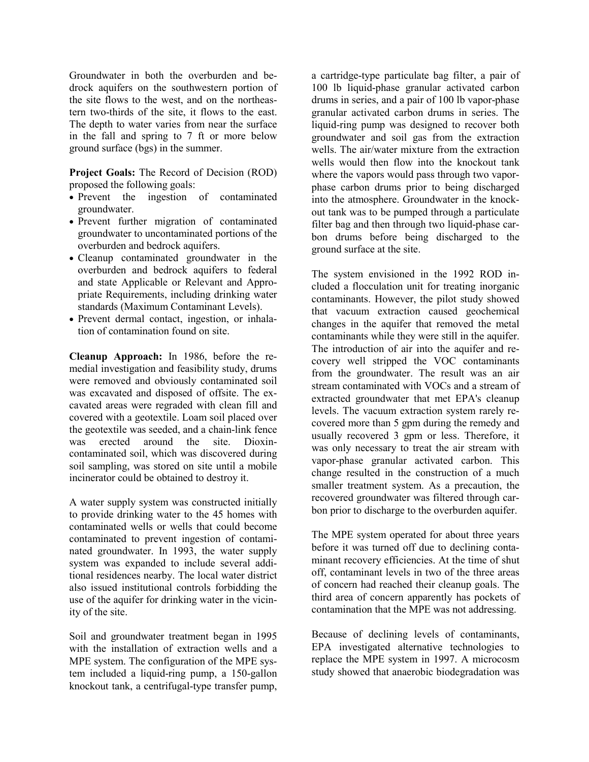Groundwater in both the overburden and bedrock aquifers on the southwestern portion of the site flows to the west, and on the northeastern two-thirds of the site, it flows to the east. The depth to water varies from near the surface in the fall and spring to 7 ft or more below ground surface (bgs) in the summer.

**Project Goals:** The Record of Decision (ROD) proposed the following goals:

- Prevent the ingestion of contaminated groundwater.
- Prevent further migration of contaminated groundwater to uncontaminated portions of the overburden and bedrock aquifers.
- Cleanup contaminated groundwater in the overburden and bedrock aquifers to federal and state Applicable or Relevant and Appropriate Requirements, including drinking water standards (Maximum Contaminant Levels).
- Prevent dermal contact, ingestion, or inhalation of contamination found on site.

**Cleanup Approach:** In 1986, before the remedial investigation and feasibility study, drums were removed and obviously contaminated soil was excavated and disposed of offsite. The excavated areas were regraded with clean fill and covered with a geotextile. Loam soil placed over the geotextile was seeded, and a chain-link fence was erected around the site. Dioxin-contaminated soil, which was discovered during soil sampling, was stored on site until a mobile incinerator could be obtained to destroy it.

A water supply system was constructed initially to provide drinking water to the 45 homes with contaminated wells or wells that could become contaminated to prevent ingestion of contaminated groundwater. In 1993, the water supply system was expanded to include several additional residences nearby. The local water district also issued institutional controls forbidding the use of the aquifer for drinking water in the vicinity of the site.

Soil and groundwater treatment began in 1995 with the installation of extraction wells and a MPE system. The configuration of the MPE system included a liquid-ring pump, a 150-gallon knockout tank, a centrifugal-type transfer pump, a cartridge-type particulate bag filter, a pair of 100 lb liquid-phase granular activated carbon drums in series, and a pair of 100 lb vapor-phase granular activated carbon drums in series. The liquid-ring pump was designed to recover both groundwater and soil gas from the extraction wells. The air/water mixture from the extraction wells would then flow into the knockout tank where the vapors would pass through two vapor-phase carbon drums prior to being discharged into the atmosphere. Groundwater in the knockout tank was to be pumped through a particulate filter bag and then through two liquid-phase carbon drums before being discharged to the ground surface at the site.

The system envisioned in the 1992 ROD included a flocculation unit for treating inorganic contaminants. However, the pilot study showed that vacuum extraction caused geochemical changes in the aquifer that removed the metal contaminants while they were still in the aquifer. The introduction of air into the aquifer and recovery well stripped the VOC contaminants from the groundwater. The result was an air stream contaminated with VOCs and a stream of extracted groundwater that met EPA's cleanup levels. The vacuum extraction system rarely recovered more than 5 gpm during the remedy and usually recovered 3 gpm or less. Therefore, it was only necessary to treat the air stream with vapor-phase granular activated carbon. This change resulted in the construction of a much smaller treatment system. As a precaution, the recovered groundwater was filtered through carbon prior to discharge to the overburden aquifer.

The MPE system operated for about three years before it was turned off due to declining contaminant recovery efficiencies. At the time of shut off, contaminant levels in two of the three areas of concern had reached their cleanup goals. The third area of concern apparently has pockets of contamination that the MPE was not addressing.

Because of declining levels of contaminants, EPA investigated alternative technologies to replace the MPE system in 1997. A microcosm study showed that anaerobic biodegradation was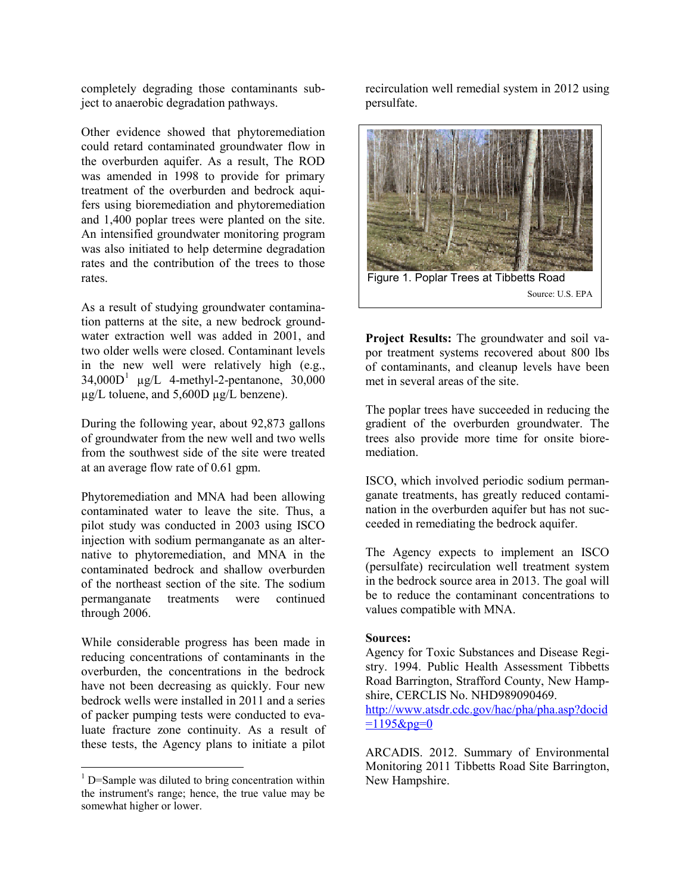completely degrading those contaminants subject to anaerobic degradation pathways.

Other evidence showed that phytoremediation could retard contaminated groundwater flow in the overburden aquifer. As a result, The ROD was amended in 1998 to provide for primary treatment of the overburden and bedrock aquifers using bioremediation and phytoremediation and 1,400 poplar trees were planted on the site. An intensified groundwater monitoring program was also initiated to help determine degradation rates and the contribution of the trees to those rates.

As a result of studying groundwater contamination patterns at the site, a new bedrock groundwater extraction well was added in 2001, and two older wells were closed. Contaminant levels in the new well were relatively high (e.g., 34,000D[1] µg/L 4-methyl-2-pentanone, 30,000 µg/L toluene, and 5,600D µg/L benzene).

During the following year, about 92,873 gallons of groundwater from the new well and two wells from the southwest side of the site were treated at an average flow rate of 0.61 gpm.

Phytoremediation and MNA had been allowing contaminated water to leave the site. Thus, a pilot study was conducted in 2003 using ISCO injection with sodium permanganate as an alternative to phytoremediation, and MNA in the contaminated bedrock and shallow overburden of the northeast section of the site. The sodium permanganate treatments were continued through 2006.

While considerable progress has been made in reducing concentrations of contaminants in the overburden, the concentrations in the bedrock have not been decreasing as quickly. Four new bedrock wells were installed in 2011 and a series of packer pumping tests were conducted to evaluate fracture zone continuity. As a result of these tests, the Agency plans to initiate a pilot recirculation well remedial system in 2012 using persulfate.

Figure 1. Poplar Trees at Tibbetts Road

Source: U.S. EPA

**Project Results:** The groundwater and soil vapor treatment systems recovered about 800 lbs of contaminants, and cleanup levels have been met in several areas of the site.

The poplar trees have succeeded in reducing the gradient of the overburden groundwater. The trees also provide more time for onsite bioremediation.

ISCO, which involved periodic sodium permanganate treatments, has greatly reduced contamination in the overburden aquifer but has not succeeded in remediating the bedrock aquifer.

The Agency expects to implement an ISCO (persulfate) recirculation well treatment system in the bedrock source area in 2013. The goal will be to reduce the contaminant concentrations to values compatible with MNA.

**Sources:**

Agency for Toxic Substances and Disease Registry. 1994. Public Health Assessment Tibbetts Road Barrington, Strafford County, New Hampshire, CERCLIS No. NHD989090469. http://www.atsdr.cdc.gov/hac/pha/pha.asp?docid=1195&pg=0

ARCADIS. 2012. Summary of Environmental Monitoring 2011 Tibbetts Road Site Barrington, New Hampshire.

---

[1] D=Sample was diluted to bring concentration within the instrument's range; hence, the true value may be somewhat higher or lower.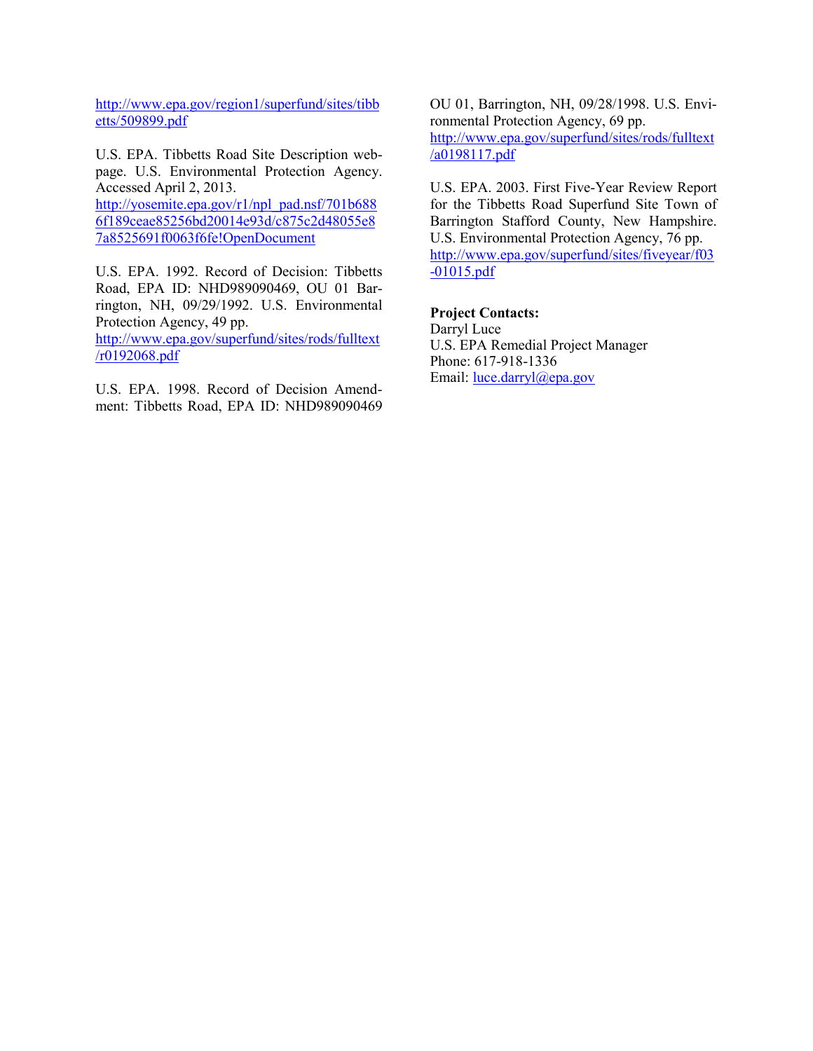http://www.epa.gov/region1/superfund/sites/tibbetts/509899.pdf

U.S. EPA. Tibbetts Road Site Description webpage. U.S. Environmental Protection Agency. Accessed April 2, 2013. http://yosemite.epa.gov/r1/npl_pad.nsf/701b6886f189ceae85256bd20014e93d/c875c2d48055e87a8525691f0063f6fe!OpenDocument

U.S. EPA. 1992. Record of Decision: Tibbetts Road, EPA ID: NHD989090469, OU 01 Barrington, NH, 09/29/1992. U.S. Environmental Protection Agency, 49 pp. http://www.epa.gov/superfund/sites/rods/fulltext/r0192068.pdf

U.S. EPA. 1998. Record of Decision Amendment: Tibbetts Road, EPA ID: NHD989090469 OU 01, Barrington, NH, 09/28/1998. U.S. Environmental Protection Agency, 69 pp. http://www.epa.gov/superfund/sites/rods/fulltext/a0198117.pdf

U.S. EPA. 2003. First Five-Year Review Report for the Tibbetts Road Superfund Site Town of Barrington Stafford County, New Hampshire. U.S. Environmental Protection Agency, 76 pp. http://www.epa.gov/superfund/sites/fiveyear/f03-01015.pdf

**Project Contacts:**
Darryl Luce
U.S. EPA Remedial Project Manager
Phone: 617-918-1336
Email: luce.darryl@epa.gov